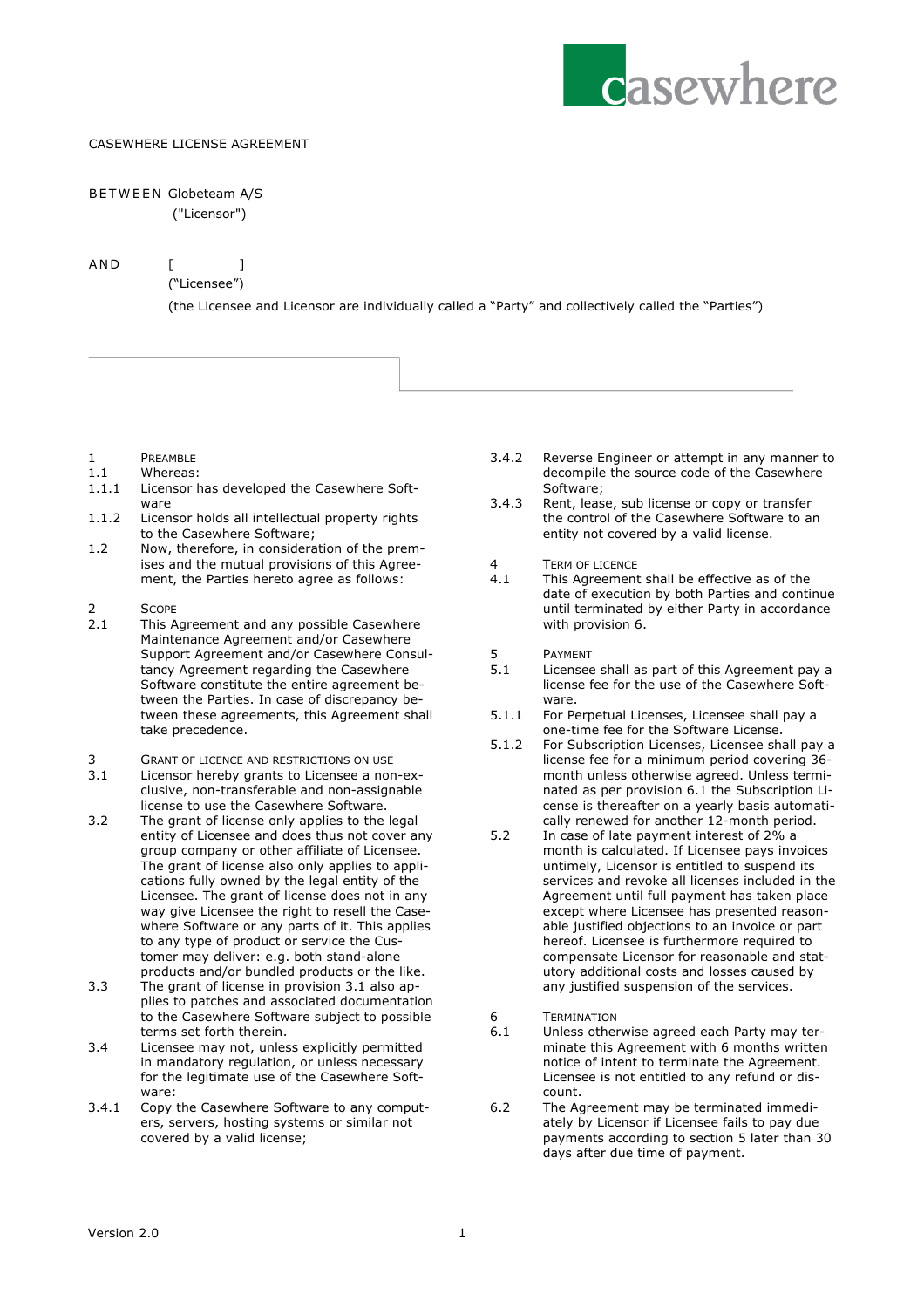CASEWHERE LICENSE AGREEMENT

BETWEEN Globeteam A/S
("Licensor")

AND [ ]
("Licensee")

(the Licensee and Licensor are individually called a "Party" and collectively called the "Parties")

1 PREAMBLE

1.1 Whereas:

1.1.1 Licensor has developed the Casewhere Software

1.1.2 Licensor holds all intellectual property rights to the Casewhere Software;

1.2 Now, therefore, in consideration of the premises and the mutual provisions of this Agreement, the Parties hereto agree as follows:

2 SCOPE

2.1 This Agreement and any possible Casewhere Maintenance Agreement and/or Casewhere Support Agreement and/or Casewhere Consultancy Agreement regarding the Casewhere Software constitute the entire agreement between the Parties. In case of discrepancy between these agreements, this Agreement shall take precedence.

3 GRANT OF LICENCE AND RESTRICTIONS ON USE

3.1 Licensor hereby grants to Licensee a non-exclusive, non-transferable and non-assignable license to use the Casewhere Software.

3.2 The grant of license only applies to the legal entity of Licensee and does thus not cover any group company or other affiliate of Licensee. The grant of license also only applies to applications fully owned by the legal entity of the Licensee. The grant of license does not in any way give Licensee the right to resell the Casewhere Software or any parts of it. This applies to any type of product or service the Customer may deliver: e.g. both stand-alone products and/or bundled products or the like.

3.3 The grant of license in provision 3.1 also applies to patches and associated documentation to the Casewhere Software subject to possible terms set forth therein.

3.4 Licensee may not, unless explicitly permitted in mandatory regulation, or unless necessary for the legitimate use of the Casewhere Software:

3.4.1 Copy the Casewhere Software to any computers, servers, hosting systems or similar not covered by a valid license;

3.4.2 Reverse Engineer or attempt in any manner to decompile the source code of the Casewhere Software;

3.4.3 Rent, lease, sub license or copy or transfer the control of the Casewhere Software to an entity not covered by a valid license.

4 TERM OF LICENCE

4.1 This Agreement shall be effective as of the date of execution by both Parties and continue until terminated by either Party in accordance with provision 6.

5 PAYMENT

5.1 Licensee shall as part of this Agreement pay a license fee for the use of the Casewhere Software.

5.1.1 For Perpetual Licenses, Licensee shall pay a one-time fee for the Software License.

5.1.2 For Subscription Licenses, Licensee shall pay a license fee for a minimum period covering 36-month unless otherwise agreed. Unless terminated as per provision 6.1 the Subscription License is thereafter on a yearly basis automatically renewed for another 12-month period.

5.2 In case of late payment interest of 2% a month is calculated. If Licensee pays invoices untimely, Licensor is entitled to suspend its services and revoke all licenses included in the Agreement until full payment has taken place except where Licensee has presented reasonable justified objections to an invoice or part hereof. Licensee is furthermore required to compensate Licensor for reasonable and statutory additional costs and losses caused by any justified suspension of the services.

6 TERMINATION

6.1 Unless otherwise agreed each Party may terminate this Agreement with 6 months written notice of intent to terminate the Agreement. Licensee is not entitled to any refund or discount.

6.2 The Agreement may be terminated immediately by Licensor if Licensee fails to pay due payments according to section 5 later than 30 days after due time of payment.

Version 2.0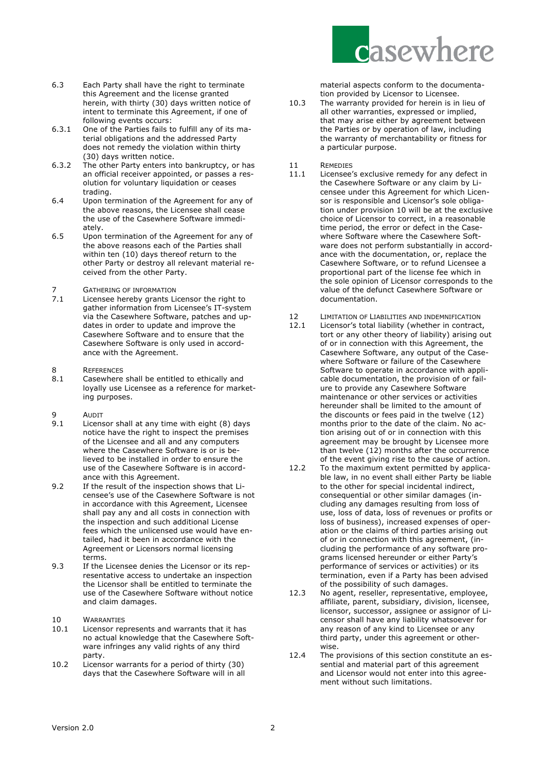6.3 Each Party shall have the right to terminate this Agreement and the license granted herein, with thirty (30) days written notice of intent to terminate this Agreement, if one of following events occurs:

6.3.1 One of the Parties fails to fulfill any of its material obligations and the addressed Party does not remedy the violation within thirty (30) days written notice.

6.3.2 The other Party enters into bankruptcy, or has an official receiver appointed, or passes a resolution for voluntary liquidation or ceases trading.

6.4 Upon termination of the Agreement for any of the above reasons, the Licensee shall cease the use of the Casewhere Software immediately.

6.5 Upon termination of the Agreement for any of the above reasons each of the Parties shall within ten (10) days thereof return to the other Party or destroy all relevant material received from the other Party.

## 7 Gathering of information

7.1 Licensee hereby grants Licensor the right to gather information from Licensee's IT-system via the Casewhere Software, patches and updates in order to update and improve the Casewhere Software and to ensure that the Casewhere Software is only used in accordance with the Agreement.

## 8 References

8.1 Casewhere shall be entitled to ethically and loyally use Licensee as a reference for marketing purposes.

## 9 Audit

9.1 Licensor shall at any time with eight (8) days notice have the right to inspect the premises of the Licensee and all and any computers where the Casewhere Software is or is believed to be installed in order to ensure the use of the Casewhere Software is in accordance with this Agreement.

9.2 If the result of the inspection shows that Licensee's use of the Casewhere Software is not in accordance with this Agreement, Licensee shall pay any and all costs in connection with the inspection and such additional License fees which the unlicensed use would have entailed, had it been in accordance with the Agreement or Licensors normal licensing terms.

9.3 If the Licensee denies the Licensor or its representative access to undertake an inspection the Licensor shall be entitled to terminate the use of the Casewhere Software without notice and claim damages.

## 10 Warranties

10.1 Licensor represents and warrants that it has no actual knowledge that the Casewhere Software infringes any valid rights of any third party.

10.2 Licensor warrants for a period of thirty (30) days that the Casewhere Software will in all material aspects conform to the documentation provided by Licensor to Licensee.

10.3 The warranty provided for herein is in lieu of all other warranties, expressed or implied, that may arise either by agreement between the Parties or by operation of law, including the warranty of merchantability or fitness for a particular purpose.

## 11 Remedies

11.1 Licensee's exclusive remedy for any defect in the Casewhere Software or any claim by Licensee under this Agreement for which Licensor is responsible and Licensor's sole obligation under provision 10 will be at the exclusive choice of Licensor to correct, in a reasonable time period, the error or defect in the Casewhere Software where the Casewhere Software does not perform substantially in accordance with the documentation, or, replace the Casewhere Software, or to refund Licensee a proportional part of the license fee which in the sole opinion of Licensor corresponds to the value of the defunct Casewhere Software or documentation.

## 12 Limitation of Liabilities and Indemnification

12.1 Licensor's total liability (whether in contract, tort or any other theory of liability) arising out of or in connection with this Agreement, the Casewhere Software, any output of the Casewhere Software or failure of the Casewhere Software to operate in accordance with applicable documentation, the provision of or failure to provide any Casewhere Software maintenance or other services or activities hereunder shall be limited to the amount of the discounts or fees paid in the twelve (12) months prior to the date of the claim. No action arising out of or in connection with this agreement may be brought by Licensee more than twelve (12) months after the occurrence of the event giving rise to the cause of action.

12.2 To the maximum extent permitted by applicable law, in no event shall either Party be liable to the other for special incidental indirect, consequential or other similar damages (including any damages resulting from loss of use, loss of data, loss of revenues or profits or loss of business), increased expenses of operation or the claims of third parties arising out of or in connection with this agreement, (including the performance of any software programs licensed hereunder or either Party's performance of services or activities) or its termination, even if a Party has been advised of the possibility of such damages.

12.3 No agent, reseller, representative, employee, affiliate, parent, subsidiary, division, licensee, licensor, successor, assignee or assignor of Licensor shall have any liability whatsoever for any reason of any kind to Licensee or any third party, under this agreement or otherwise.

12.4 The provisions of this section constitute an essential and material part of this agreement and Licensor would not enter into this agreement without such limitations.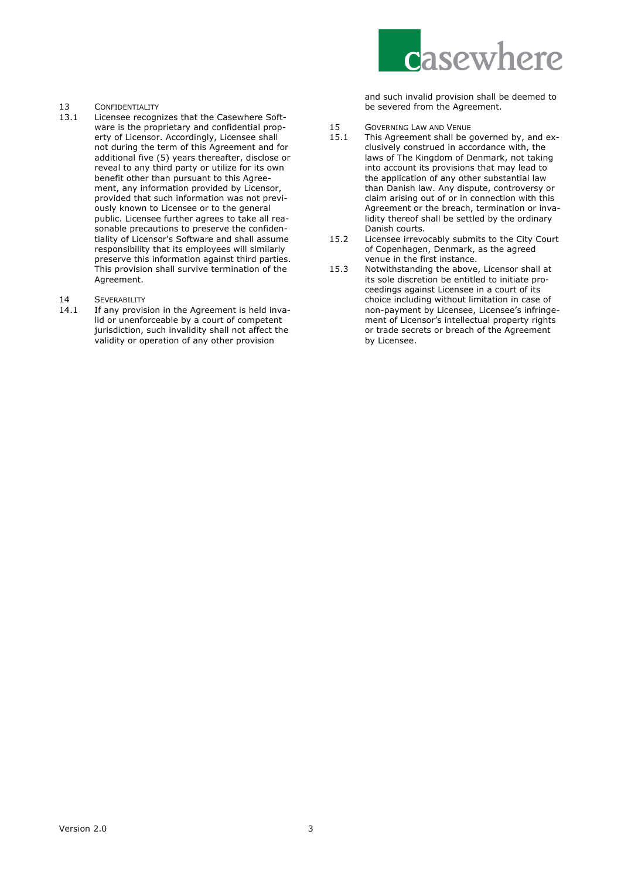## 13 Confidentiality

13.1 Licensee recognizes that the Casewhere Software is the proprietary and confidential property of Licensor. Accordingly, Licensee shall not during the term of this Agreement and for additional five (5) years thereafter, disclose or reveal to any third party or utilize for its own benefit other than pursuant to this Agreement, any information provided by Licensor, provided that such information was not previously known to Licensee or to the general public. Licensee further agrees to take all reasonable precautions to preserve the confidentiality of Licensor's Software and shall assume responsibility that its employees will similarly preserve this information against third parties. This provision shall survive termination of the Agreement.

## 14 Severability

14.1 If any provision in the Agreement is held invalid or unenforceable by a court of competent jurisdiction, such invalidity shall not affect the validity or operation of any other provision and such invalid provision shall be deemed to be severed from the Agreement.

## 15 Governing Law and Venue

15.1 This Agreement shall be governed by, and exclusively construed in accordance with, the laws of The Kingdom of Denmark, not taking into account its provisions that may lead to the application of any other substantial law than Danish law. Any dispute, controversy or claim arising out of or in connection with this Agreement or the breach, termination or invalidity thereof shall be settled by the ordinary Danish courts.

15.2 Licensee irrevocably submits to the City Court of Copenhagen, Denmark, as the agreed venue in the first instance.

15.3 Notwithstanding the above, Licensor shall at its sole discretion be entitled to initiate proceedings against Licensee in a court of its choice including without limitation in case of non-payment by Licensee, Licensee's infringement of Licensor's intellectual property rights or trade secrets or breach of the Agreement by Licensee.